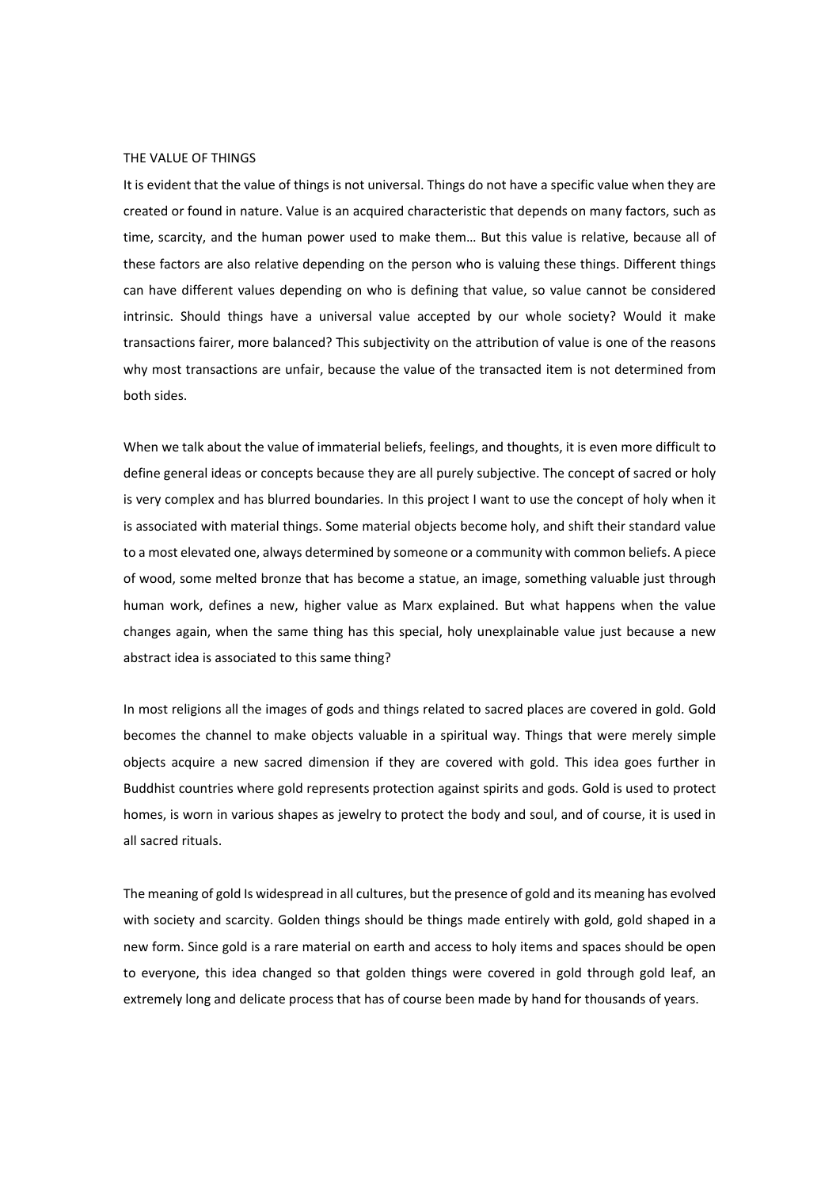# THE VALUE OF THINGS

It is evident that the value of things is not universal. Things do not have a specific value when they are created or found in nature. Value is an acquired characteristic that depends on many factors, such as time, scarcity, and the human power used to make them… But this value is relative, because all of these factors are also relative depending on the person who is valuing these things. Different things can have different values depending on who is defining that value, so value cannot be considered intrinsic. Should things have a universal value accepted by our whole society? Would it make transactions fairer, more balanced? This subjectivity on the attribution of value is one of the reasons why most transactions are unfair, because the value of the transacted item is not determined from both sides.

When we talk about the value of immaterial beliefs, feelings, and thoughts, it is even more difficult to define general ideas or concepts because they are all purely subjective. The concept of sacred or holy is very complex and has blurred boundaries. In this project I want to use the concept of holy when it is associated with material things. Some material objects become holy, and shift their standard value to a most elevated one, always determined by someone or a community with common beliefs. A piece of wood, some melted bronze that has become a statue, an image, something valuable just through human work, defines a new, higher value as Marx explained. But what happens when the value changes again, when the same thing has this special, holy unexplainable value just because a new abstract idea is associated to this same thing?

In most religions all the images of gods and things related to sacred places are covered in gold. Gold becomes the channel to make objects valuable in a spiritual way. Things that were merely simple objects acquire a new sacred dimension if they are covered with gold. This idea goes further in Buddhist countries where gold represents protection against spirits and gods. Gold is used to protect homes, is worn in various shapes as jewelry to protect the body and soul, and of course, it is used in all sacred rituals.

The meaning of gold Is widespread in all cultures, but the presence of gold and its meaning has evolved with society and scarcity. Golden things should be things made entirely with gold, gold shaped in a new form. Since gold is a rare material on earth and access to holy items and spaces should be open to everyone, this idea changed so that golden things were covered in gold through gold leaf, an extremely long and delicate process that has of course been made by hand for thousands of years.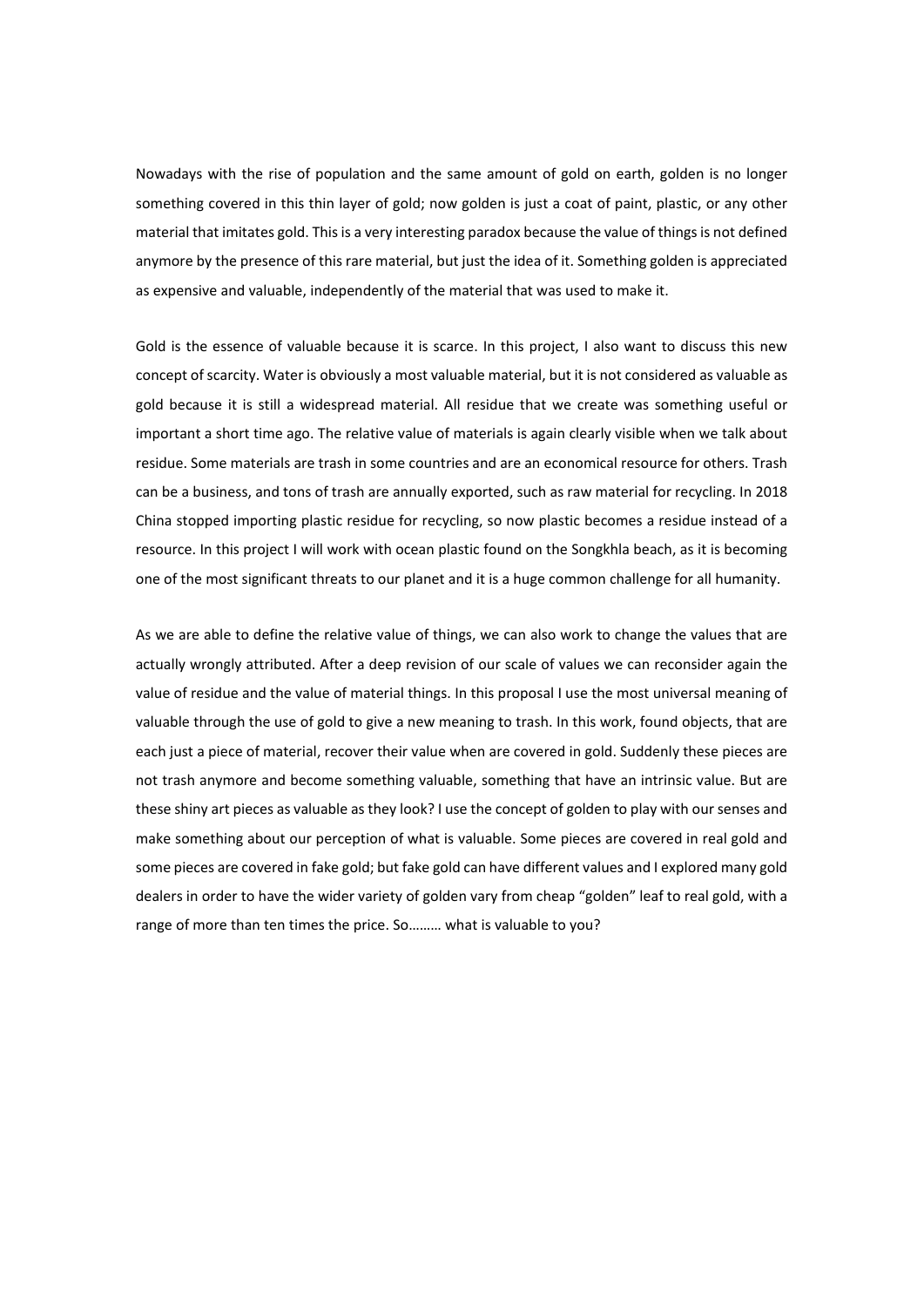Nowadays with the rise of population and the same amount of gold on earth, golden is no longer something covered in this thin layer of gold; now golden is just a coat of paint, plastic, or any other material that imitates gold. This is a very interesting paradox because the value of things is not defined anymore by the presence of this rare material, but just the idea of it. Something golden is appreciated as expensive and valuable, independently of the material that was used to make it.

Gold is the essence of valuable because it is scarce. In this project, I also want to discuss this new concept of scarcity. Water is obviously a most valuable material, but it is not considered as valuable as gold because it is still a widespread material. All residue that we create was something useful or important a short time ago. The relative value of materials is again clearly visible when we talk about residue. Some materials are trash in some countries and are an economical resource for others. Trash can be a business, and tons of trash are annually exported, such as raw material for recycling. In 2018 China stopped importing plastic residue for recycling, so now plastic becomes a residue instead of a resource. In this project I will work with ocean plastic found on the Songkhla beach, as it is becoming one of the most significant threats to our planet and it is a huge common challenge for all humanity.

As we are able to define the relative value of things, we can also work to change the values that are actually wrongly attributed. After a deep revision of our scale of values we can reconsider again the value of residue and the value of material things. In this proposal I use the most universal meaning of valuable through the use of gold to give a new meaning to trash. In this work, found objects, that are each just a piece of material, recover their value when are covered in gold. Suddenly these pieces are not trash anymore and become something valuable, something that have an intrinsic value. But are these shiny art pieces as valuable as they look? I use the concept of golden to play with our senses and make something about our perception of what is valuable. Some pieces are covered in real gold and some pieces are covered in fake gold; but fake gold can have different values and I explored many gold dealers in order to have the wider variety of golden vary from cheap "golden" leaf to real gold, with a range of more than ten times the price. So……… what is valuable to you?